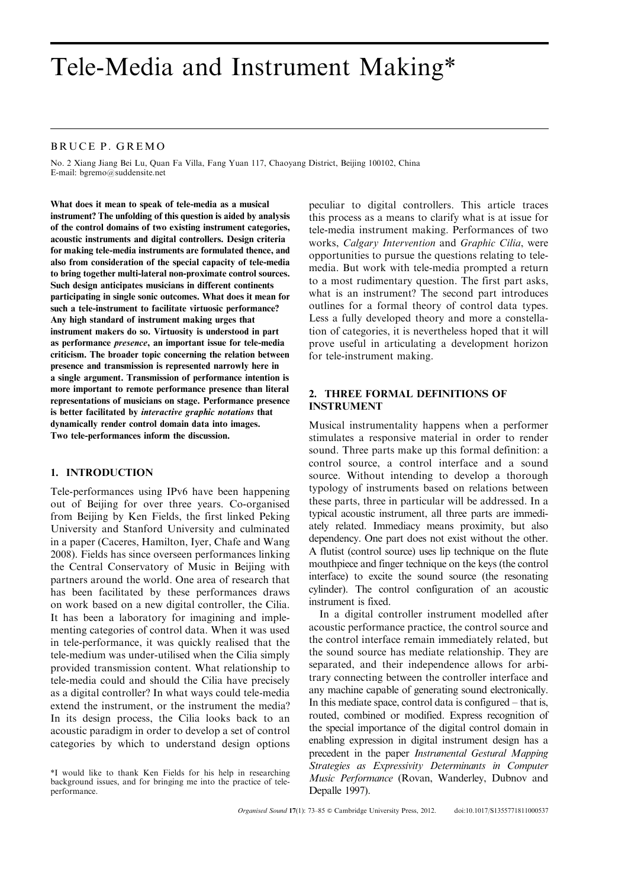# Tele-Media and Instrument Making*

BRUCE P. GREMO

No. 2 Xiang Jiang Bei Lu, Quan Fa Villa, Fang Yuan 117, Chaoyang District, Beijing 100102, China
E-mail: bgremo@suddensite.net

**What does it mean to speak of tele-media as a musical instrument? The unfolding of this question is aided by analysis of the control domains of two existing instrument categories, acoustic instruments and digital controllers. Design criteria for making tele-media instruments are formulated thence, and also from consideration of the special capacity of tele-media to bring together multi-lateral non-proximate control sources. Such design anticipates musicians in different continents participating in single sonic outcomes. What does it mean for such a tele-instrument to facilitate virtuosic performance? Any high standard of instrument making urges that instrument makers do so. Virtuosity is understood in part as performance *presence*, an important issue for tele-media criticism. The broader topic concerning the relation between presence and transmission is represented narrowly here in a single argument. Transmission of performance intention is more important to remote performance presence than literal representations of musicians on stage. Performance presence is better facilitated by *interactive graphic notations* that dynamically render control domain data into images. Two tele-performances inform the discussion.**

## 1. INTRODUCTION

Tele-performances using IPv6 have been happening out of Beijing for over three years. Co-organised from Beijing by Ken Fields, the first linked Peking University and Stanford University and culminated in a paper (Caceres, Hamilton, Iyer, Chafe and Wang 2008). Fields has since overseen performances linking the Central Conservatory of Music in Beijing with partners around the world. One area of research that has been facilitated by these performances draws on work based on a new digital controller, the Cilia. It has been a laboratory for imagining and implementing categories of control data. When it was used in tele-performance, it was quickly realised that the tele-medium was under-utilised when the Cilia simply provided transmission content. What relationship to tele-media could and should the Cilia have precisely as a digital controller? In what ways could tele-media extend the instrument, or the instrument the media? In its design process, the Cilia looks back to an acoustic paradigm in order to develop a set of control categories by which to understand design options peculiar to digital controllers. This article traces this process as a means to clarify what is at issue for tele-media instrument making. Performances of two works, *Calgary Intervention* and *Graphic Cilia*, were opportunities to pursue the questions relating to tele-media. But work with tele-media prompted a return to a most rudimentary question. The first part asks, what is an instrument? The second part introduces outlines for a formal theory of control data types. Less a fully developed theory and more a constellation of categories, it is nevertheless hoped that it will prove useful in articulating a development horizon for tele-instrument making.

*I would like to thank Ken Fields for his help in researching background issues, and for bringing me into the practice of tele-performance.

## 2. THREE FORMAL DEFINITIONS OF INSTRUMENT

Musical instrumentality happens when a performer stimulates a responsive material in order to render sound. Three parts make up this formal definition: a control source, a control interface and a sound source. Without intending to develop a thorough typology of instruments based on relations between these parts, three in particular will be addressed. In a typical acoustic instrument, all three parts are immediately related. Immediacy means proximity, but also dependency. One part does not exist without the other. A flutist (control source) uses lip technique on the flute mouthpiece and finger technique on the keys (the control interface) to excite the sound source (the resonating cylinder). The control configuration of an acoustic instrument is fixed.

In a digital controller instrument modelled after acoustic performance practice, the control source and the control interface remain immediately related, but the sound source has mediate relationship. They are separated, and their independence allows for arbitrary connecting between the controller interface and any machine capable of generating sound electronically. In this mediate space, control data is configured – that is, routed, combined or modified. Express recognition of the special importance of the digital control domain in enabling expression in digital instrument design has a precedent in the paper *Instrumental Gestural Mapping Strategies as Expressivity Determinants in Computer Music Performance* (Rovan, Wanderley, Dubnov and Depalle 1997).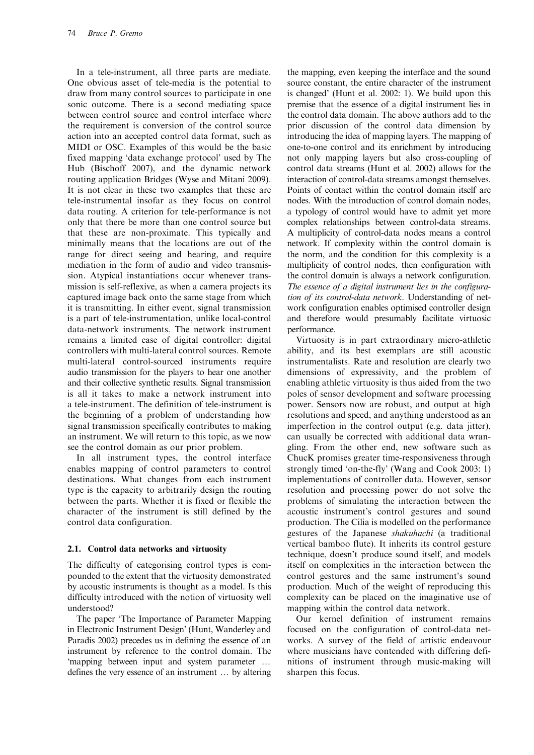In a tele-instrument, all three parts are mediate. One obvious asset of tele-media is the potential to draw from many control sources to participate in one sonic outcome. There is a second mediating space between control source and control interface where the requirement is conversion of the control source action into an accepted control data format, such as MIDI or OSC. Examples of this would be the basic fixed mapping 'data exchange protocol' used by The Hub (Bischoff 2007), and the dynamic network routing application Bridges (Wyse and Mitani 2009). It is not clear in these two examples that these are tele-instrumental insofar as they focus on control data routing. A criterion for tele-performance is not only that there be more than one control source but that these are non-proximate. This typically and minimally means that the locations are out of the range for direct seeing and hearing, and require mediation in the form of audio and video transmission. Atypical instantiations occur whenever transmission is self-reflexive, as when a camera projects its captured image back onto the same stage from which it is transmitting. In either event, signal transmission is a part of tele-instrumentation, unlike local-control data-network instruments. The network instrument remains a limited case of digital controller: digital controllers with multi-lateral control sources. Remote multi-lateral control-sourced instruments require audio transmission for the players to hear one another and their collective synthetic results. Signal transmission is all it takes to make a network instrument into a tele-instrument. The definition of tele-instrument is the beginning of a problem of understanding how signal transmission specifically contributes to making an instrument. We will return to this topic, as we now see the control domain as our prior problem.

In all instrument types, the control interface enables mapping of control parameters to control destinations. What changes from each instrument type is the capacity to arbitrarily design the routing between the parts. Whether it is fixed or flexible the character of the instrument is still defined by the control data configuration.

### 2.1. Control data networks and virtuosity

The difficulty of categorising control types is compounded to the extent that the virtuosity demonstrated by acoustic instruments is thought as a model. Is this difficulty introduced with the notion of virtuosity well understood?

The paper 'The Importance of Parameter Mapping in Electronic Instrument Design' (Hunt, Wanderley and Paradis 2002) precedes us in defining the essence of an instrument by reference to the control domain. The 'mapping between input and system parameter … defines the very essence of an instrument … by altering the mapping, even keeping the interface and the sound source constant, the entire character of the instrument is changed' (Hunt et al. 2002: 1). We build upon this premise that the essence of a digital instrument lies in the control data domain. The above authors add to the prior discussion of the control data dimension by introducing the idea of mapping layers. The mapping of one-to-one control and its enrichment by introducing not only mapping layers but also cross-coupling of control data streams (Hunt et al. 2002) allows for the interaction of control-data streams amongst themselves. Points of contact within the control domain itself are nodes. With the introduction of control domain nodes, a typology of control would have to admit yet more complex relationships between control-data streams. A multiplicity of control-data nodes means a control network. If complexity within the control domain is the norm, and the condition for this complexity is a multiplicity of control nodes, then configuration with the control domain is always a network configuration. *The essence of a digital instrument lies in the configuration of its control-data network*. Understanding of network configuration enables optimised controller design and therefore would presumably facilitate virtuosic performance.

Virtuosity is in part extraordinary micro-athletic ability, and its best exemplars are still acoustic instrumentalists. Rate and resolution are clearly two dimensions of expressivity, and the problem of enabling athletic virtuosity is thus aided from the two poles of sensor development and software processing power. Sensors now are robust, and output at high resolutions and speed, and anything understood as an imperfection in the control output (e.g. data jitter), can usually be corrected with additional data wrangling. From the other end, new software such as ChucK promises greater time-responsiveness through strongly timed 'on-the-fly' (Wang and Cook 2003: 1) implementations of controller data. However, sensor resolution and processing power do not solve the problems of simulating the interaction between the acoustic instrument's control gestures and sound production. The Cilia is modelled on the performance gestures of the Japanese *shakuhachi* (a traditional vertical bamboo flute). It inherits its control gesture technique, doesn't produce sound itself, and models itself on complexities in the interaction between the control gestures and the same instrument's sound production. Much of the weight of reproducing this complexity can be placed on the imaginative use of mapping within the control data network.

Our kernel definition of instrument remains focused on the configuration of control-data networks. A survey of the field of artistic endeavour where musicians have contended with differing definitions of instrument through music-making will sharpen this focus.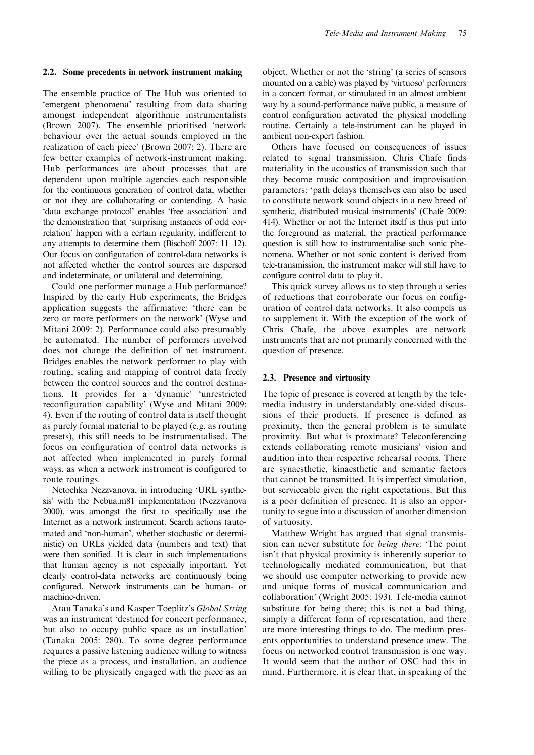### 2.2. Some precedents in network instrument making

The ensemble practice of The Hub was oriented to 'emergent phenomena' resulting from data sharing amongst independent algorithmic instrumentalists (Brown 2007). The ensemble prioritised 'network behaviour over the actual sounds employed in the realization of each piece' (Brown 2007: 2). There are few better examples of network-instrument making. Hub performances are about processes that are dependent upon multiple agencies each responsible for the continuous generation of control data, whether or not they are collaborating or contending. A basic 'data exchange protocol' enables 'free association' and the demonstration that 'surprising instances of odd correlation' happen with a certain regularity, indifferent to any attempts to determine them (Bischoff 2007: 11–12). Our focus on configuration of control-data networks is not affected whether the control sources are dispersed and indeterminate, or unilateral and determining.

Could one performer manage a Hub performance? Inspired by the early Hub experiments, the Bridges application suggests the affirmative: 'there can be zero or more performers on the network' (Wyse and Mitani 2009: 2). Performance could also presumably be automated. The number of performers involved does not change the definition of net instrument. Bridges enables the network performer to play with routing, scaling and mapping of control data freely between the control sources and the control destinations. It provides for a 'dynamic' 'unrestricted reconfiguration capability' (Wyse and Mitani 2009: 4). Even if the routing of control data is itself thought as purely formal material to be played (e.g. as routing presets), this still needs to be instrumentalised. The focus on configuration of control data networks is not affected when implemented in purely formal ways, as when a network instrument is configured to route routings.

Netochka Nezzvanova, in introducing 'URL synthesis' with the Nebua.m81 implementation (Nezzvanova 2000), was amongst the first to specifically use the Internet as a network instrument. Search actions (automated and 'non-human', whether stochastic or deterministic) on URLs yielded data (numbers and text) that were then sonified. It is clear in such implementations that human agency is not especially important. Yet clearly control-data networks are continuously being configured. Network instruments can be human- or machine-driven.

Atau Tanaka's and Kasper Toeplitz's *Global String* was an instrument 'destined for concert performance, but also to occupy public space as an installation' (Tanaka 2005: 280). To some degree performance requires a passive listening audience willing to witness the piece as a process, and installation, an audience willing to be physically engaged with the piece as an object. Whether or not the 'string' (a series of sensors mounted on a cable) was played by 'virtuoso' performers in a concert format, or stimulated in an almost ambient way by a sound-performance naïve public, a measure of control configuration activated the physical modelling routine. Certainly a tele-instrument can be played in ambient non-expert fashion.

Others have focused on consequences of issues related to signal transmission. Chris Chafe finds materiality in the acoustics of transmission such that they become music composition and improvisation parameters: 'path delays themselves can also be used to constitute network sound objects in a new breed of synthetic, distributed musical instruments' (Chafe 2009: 414). Whether or not the Internet itself is thus put into the foreground as material, the practical performance question is still how to instrumentalise such sonic phenomena. Whether or not sonic content is derived from tele-transmission, the instrument maker will still have to configure control data to play it.

This quick survey allows us to step through a series of reductions that corroborate our focus on configuration of control data networks. It also compels us to supplement it. With the exception of the work of Chris Chafe, the above examples are network instruments that are not primarily concerned with the question of presence.

### 2.3. Presence and virtuosity

The topic of presence is covered at length by the tele-media industry in understandably one-sided discussions of their products. If presence is defined as proximity, then the general problem is to simulate proximity. But what is proximate? Teleconferencing extends collaborating remote musicians' vision and audition into their respective rehearsal rooms. There are synaesthetic, kinaesthetic and semantic factors that cannot be transmitted. It is imperfect simulation, but serviceable given the right expectations. But this is a poor definition of presence. It is also an opportunity to segue into a discussion of another dimension of virtuosity.

Matthew Wright has argued that signal transmission can never substitute for *being there*: 'The point isn't that physical proximity is inherently superior to technologically mediated communication, but that we should use computer networking to provide new and unique forms of musical communication and collaboration' (Wright 2005: 193). Tele-media cannot substitute for being there; this is not a bad thing, simply a different form of representation, and there are more interesting things to do. The medium presents opportunities to understand presence anew. The focus on networked control transmission is one way. It would seem that the author of OSC had this in mind. Furthermore, it is clear that, in speaking of the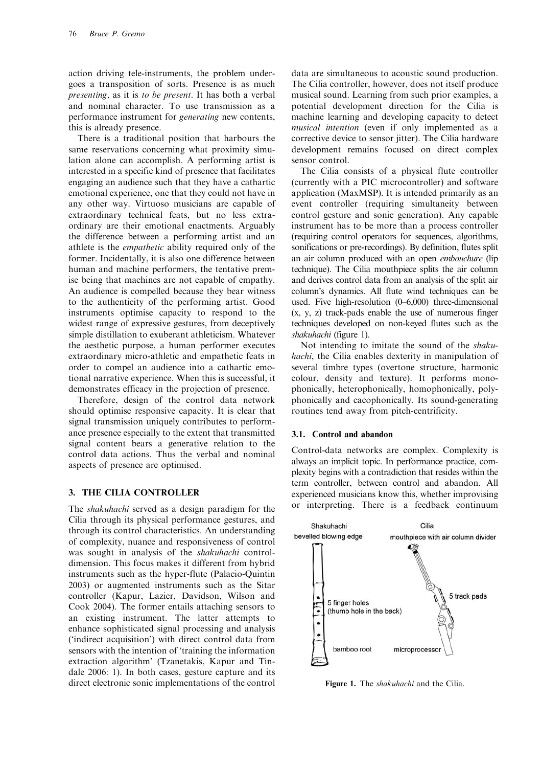action driving tele-instruments, the problem undergoes a transposition of sorts. Presence is as much *presenting*, as it is *to be present*. It has both a verbal and nominal character. To use transmission as a performance instrument for *generating* new contents, this is already presence.

There is a traditional position that harbours the same reservations concerning what proximity simulation alone can accomplish. A performing artist is interested in a specific kind of presence that facilitates engaging an audience such that they have a cathartic emotional experience, one that they could not have in any other way. Virtuoso musicians are capable of extraordinary technical feats, but no less extraordinary are their emotional enactments. Arguably the difference between a performing artist and an athlete is the *empathetic* ability required only of the former. Incidentally, it is also one difference between human and machine performers, the tentative premise being that machines are not capable of empathy. An audience is compelled because they bear witness to the authenticity of the performing artist. Good instruments optimise capacity to respond to the widest range of expressive gestures, from deceptively simple distillation to exuberant athleticism. Whatever the aesthetic purpose, a human performer executes extraordinary micro-athletic and empathetic feats in order to compel an audience into a cathartic emotional narrative experience. When this is successful, it demonstrates efficacy in the projection of presence.

Therefore, design of the control data network should optimise responsive capacity. It is clear that signal transmission uniquely contributes to performance presence especially to the extent that transmitted signal content bears a generative relation to the control data actions. Thus the verbal and nominal aspects of presence are optimised.

## 3. THE CILIA CONTROLLER

The *shakuhachi* served as a design paradigm for the Cilia through its physical performance gestures, and through its control characteristics. An understanding of complexity, nuance and responsiveness of control was sought in analysis of the *shakuhachi* control-dimension. This focus makes it different from hybrid instruments such as the hyper-flute (Palacio-Quintin 2003) or augmented instruments such as the Sitar controller (Kapur, Lazier, Davidson, Wilson and Cook 2004). The former entails attaching sensors to an existing instrument. The latter attempts to enhance sophisticated signal processing and analysis ('indirect acquisition') with direct control data from sensors with the intention of 'training the information extraction algorithm' (Tzanetakis, Kapur and Tindale 2006: 1). In both cases, gesture capture and its direct electronic sonic implementations of the control data are simultaneous to acoustic sound production. The Cilia controller, however, does not itself produce musical sound. Learning from such prior examples, a potential development direction for the Cilia is machine learning and developing capacity to detect *musical intention* (even if only implemented as a corrective device to sensor jitter). The Cilia hardware development remains focused on direct complex sensor control.

The Cilia consists of a physical flute controller (currently with a PIC microcontroller) and software application (MaxMSP). It is intended primarily as an event controller (requiring simultaneity between control gesture and sonic generation). Any capable instrument has to be more than a process controller (requiring control operators for sequences, algorithms, sonifications or pre-recordings). By definition, flutes split an air column produced with an open *embouchure* (lip technique). The Cilia mouthpiece splits the air column and derives control data from an analysis of the split air column's dynamics. All flute wind techniques can be used. Five high-resolution (0–6,000) three-dimensional (x, y, z) track-pads enable the use of numerous finger techniques developed on non-keyed flutes such as the *shakuhachi* (figure 1).

Not intending to imitate the sound of the *shakuhachi*, the Cilia enables dexterity in manipulation of several timbre types (overtone structure, harmonic colour, density and texture). It performs monophonically, heterophonically, homophonically, polyphonically and cacophonically. Its sound-generating routines tend away from pitch-centrificity.

### 3.1. Control and abandon

Control-data networks are complex. Complexity is always an implicit topic. In performance practice, complexity begins with a contradiction that resides within the term controller, between control and abandon. All experienced musicians know this, whether improvising or interpreting. There is a feedback continuum

Shakuhachi
bevelled blowing edge
5 finger holes
(thumb hole in the back)
bamboo root

Cilia
mouthpiece with air column divider
5 track pads
microprocessor

**Figure 1.** The *shakuhachi* and the Cilia.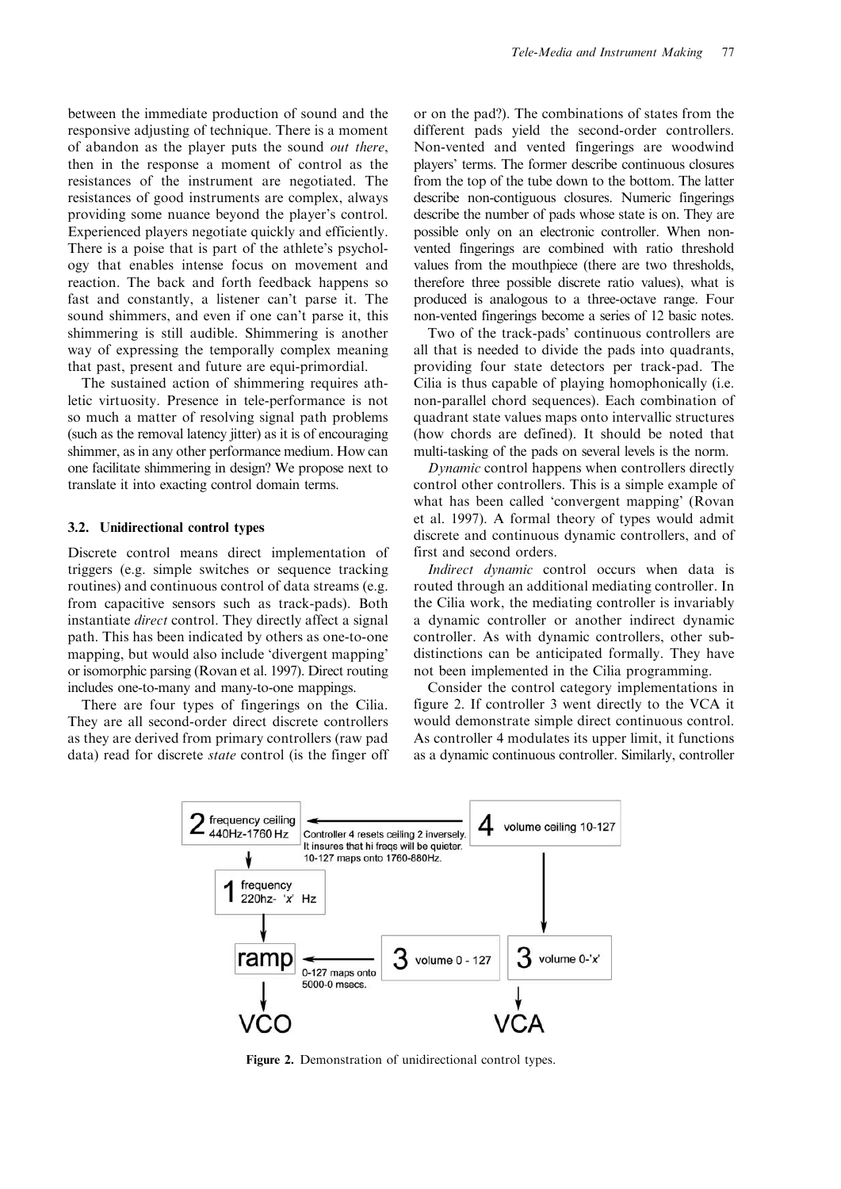between the immediate production of sound and the responsive adjusting of technique. There is a moment of abandon as the player puts the sound *out there*, then in the response a moment of control as the resistances of the instrument are negotiated. The resistances of good instruments are complex, always providing some nuance beyond the player's control. Experienced players negotiate quickly and efficiently. There is a poise that is part of the athlete's psychology that enables intense focus on movement and reaction. The back and forth feedback happens so fast and constantly, a listener can't parse it. The sound shimmers, and even if one can't parse it, this shimmering is still audible. Shimmering is another way of expressing the temporally complex meaning that past, present and future are equi-primordial.

The sustained action of shimmering requires athletic virtuosity. Presence in tele-performance is not so much a matter of resolving signal path problems (such as the removal latency jitter) as it is of encouraging shimmer, as in any other performance medium. How can one facilitate shimmering in design? We propose next to translate it into exacting control domain terms.

### 3.2. Unidirectional control types

Discrete control means direct implementation of triggers (e.g. simple switches or sequence tracking routines) and continuous control of data streams (e.g. from capacitive sensors such as track-pads). Both instantiate *direct* control. They directly affect a signal path. This has been indicated by others as one-to-one mapping, but would also include 'divergent mapping' or isomorphic parsing (Rovan et al. 1997). Direct routing includes one-to-many and many-to-one mappings.

There are four types of fingerings on the Cilia. They are all second-order direct discrete controllers as they are derived from primary controllers (raw pad data) read for discrete *state* control (is the finger off or on the pad?). The combinations of states from the different pads yield the second-order controllers. Non-vented and vented fingerings are woodwind players' terms. The former describe continuous closures from the top of the tube down to the bottom. The latter describe non-contiguous closures. Numeric fingerings describe the number of pads whose state is on. They are possible only on an electronic controller. When non-vented fingerings are combined with ratio threshold values from the mouthpiece (there are two thresholds, therefore three possible discrete ratio values), what is produced is analogous to a three-octave range. Four non-vented fingerings become a series of 12 basic notes.

Two of the track-pads' continuous controllers are all that is needed to divide the pads into quadrants, providing four state detectors per track-pad. The Cilia is thus capable of playing homophonically (i.e. non-parallel chord sequences). Each combination of quadrant state values maps onto intervallic structures (how chords are defined). It should be noted that multi-tasking of the pads on several levels is the norm.

*Dynamic* control happens when controllers directly control other controllers. This is a simple example of what has been called 'convergent mapping' (Rovan et al. 1997). A formal theory of types would admit discrete and continuous dynamic controllers, and of first and second orders.

*Indirect dynamic* control occurs when data is routed through an additional mediating controller. In the Cilia work, the mediating controller is invariably a dynamic controller or another indirect dynamic controller. As with dynamic controllers, other sub-distinctions can be anticipated formally. They have not been implemented in the Cilia programming.

Consider the control category implementations in figure 2. If controller 3 went directly to the VCA it would demonstrate simple direct continuous control. As controller 4 modulates its upper limit, it functions as a dynamic continuous controller. Similarly, controller

Figure 2. Demonstration of unidirectional control types.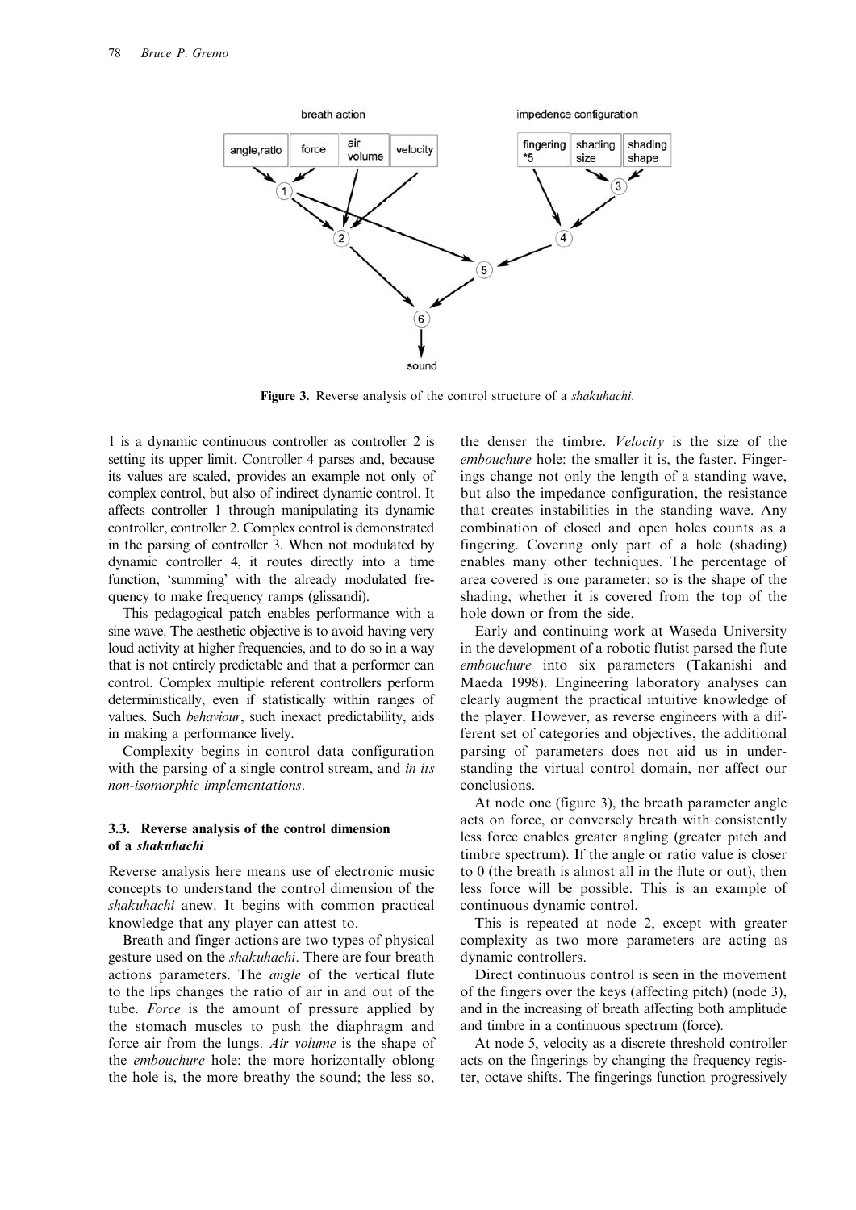breath action

impedence configuration

angle,ratio

force

air volume

velocity

fingering *5

shading size

shading shape

1

2

3

4

5

6

sound

**Figure 3.** Reverse analysis of the control structure of a *shakuhachi*.

1 is a dynamic continuous controller as controller 2 is setting its upper limit. Controller 4 parses and, because its values are scaled, provides an example not only of complex control, but also of indirect dynamic control. It affects controller 1 through manipulating its dynamic controller, controller 2. Complex control is demonstrated in the parsing of controller 3. When not modulated by dynamic controller 4, it routes directly into a time function, 'summing' with the already modulated frequency to make frequency ramps (glissandi).

This pedagogical patch enables performance with a sine wave. The aesthetic objective is to avoid having very loud activity at higher frequencies, and to do so in a way that is not entirely predictable and that a performer can control. Complex multiple referent controllers perform deterministically, even if statistically within ranges of values. Such *behaviour*, such inexact predictability, aids in making a performance lively.

Complexity begins in control data configuration with the parsing of a single control stream, and *in its non-isomorphic implementations*.

### 3.3. Reverse analysis of the control dimension of a *shakuhachi*

Reverse analysis here means use of electronic music concepts to understand the control dimension of the *shakuhachi* anew. It begins with common practical knowledge that any player can attest to.

Breath and finger actions are two types of physical gesture used on the *shakuhachi*. There are four breath actions parameters. The *angle* of the vertical flute to the lips changes the ratio of air in and out of the tube. *Force* is the amount of pressure applied by the stomach muscles to push the diaphragm and force air from the lungs. *Air volume* is the shape of the *embouchure* hole: the more horizontally oblong the hole is, the more breathy the sound; the less so, the denser the timbre. *Velocity* is the size of the *embouchure* hole: the smaller it is, the faster. Fingerings change not only the length of a standing wave, but also the impedance configuration, the resistance that creates instabilities in the standing wave. Any combination of closed and open holes counts as a fingering. Covering only part of a hole (shading) enables many other techniques. The percentage of area covered is one parameter; so is the shape of the shading, whether it is covered from the top of the hole down or from the side.

Early and continuing work at Waseda University in the development of a robotic flutist parsed the flute *embouchure* into six parameters (Takanishi and Maeda 1998). Engineering laboratory analyses can clearly augment the practical intuitive knowledge of the player. However, as reverse engineers with a different set of categories and objectives, the additional parsing of parameters does not aid us in understanding the virtual control domain, nor affect our conclusions.

At node one (figure 3), the breath parameter angle acts on force, or conversely breath with consistently less force enables greater angling (greater pitch and timbre spectrum). If the angle or ratio value is closer to 0 (the breath is almost all in the flute or out), then less force will be possible. This is an example of continuous dynamic control.

This is repeated at node 2, except with greater complexity as two more parameters are acting as dynamic controllers.

Direct continuous control is seen in the movement of the fingers over the keys (affecting pitch) (node 3), and in the increasing of breath affecting both amplitude and timbre in a continuous spectrum (force).

At node 5, velocity as a discrete threshold controller acts on the fingerings by changing the frequency register, octave shifts. The fingerings function progressively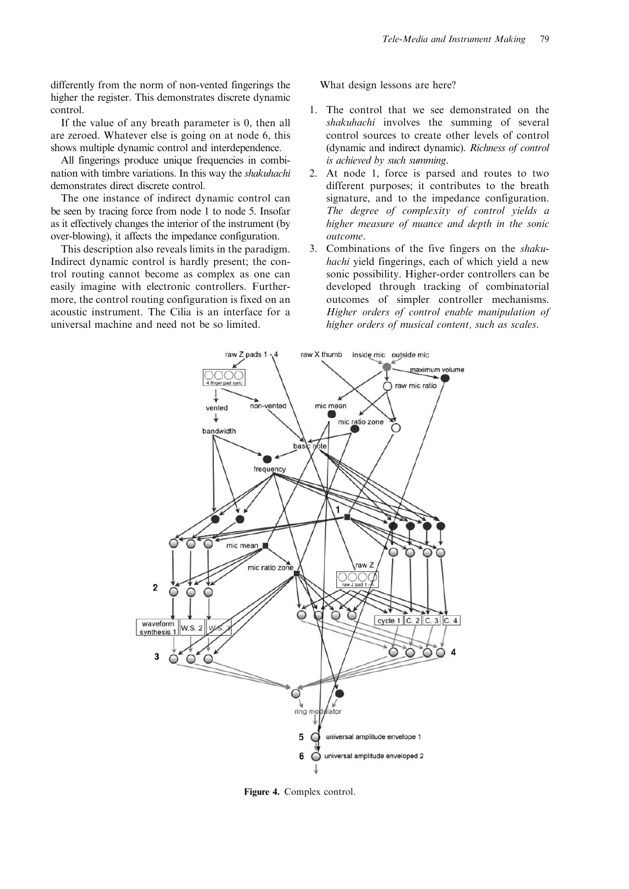differently from the norm of non-vented fingerings the higher the register. This demonstrates discrete dynamic control.

If the value of any breath parameter is 0, then all are zeroed. Whatever else is going on at node 6, this shows multiple dynamic control and interdependence.

All fingerings produce unique frequencies in combination with timbre variations. In this way the *shakuhachi* demonstrates direct discrete control.

The one instance of indirect dynamic control can be seen by tracing force from node 1 to node 5. Insofar as it effectively changes the interior of the instrument (by over-blowing), it affects the impedance configuration.

This description also reveals limits in the paradigm. Indirect dynamic control is hardly present; the control routing cannot become as complex as one can easily imagine with electronic controllers. Furthermore, the control routing configuration is fixed on an acoustic instrument. The Cilia is an interface for a universal machine and need not be so limited.

What design lessons are here?

1. The control that we see demonstrated on the *shakuhachi* involves the summing of several control sources to create other levels of control (dynamic and indirect dynamic). *Richness of control is achieved by such summing.*
2. At node 1, force is parsed and routes to two different purposes; it contributes to the breath signature, and to the impedance configuration. *The degree of complexity of control yields a higher measure of nuance and depth in the sonic outcome.*
3. Combinations of the five fingers on the *shakuhachi* yield fingerings, each of which yield a new sonic possibility. Higher-order controllers can be developed through tracking of combinatorial outcomes of simpler controller mechanisms. *Higher orders of control enable manipulation of higher orders of musical content, such as scales.*

Figure 4. Complex control.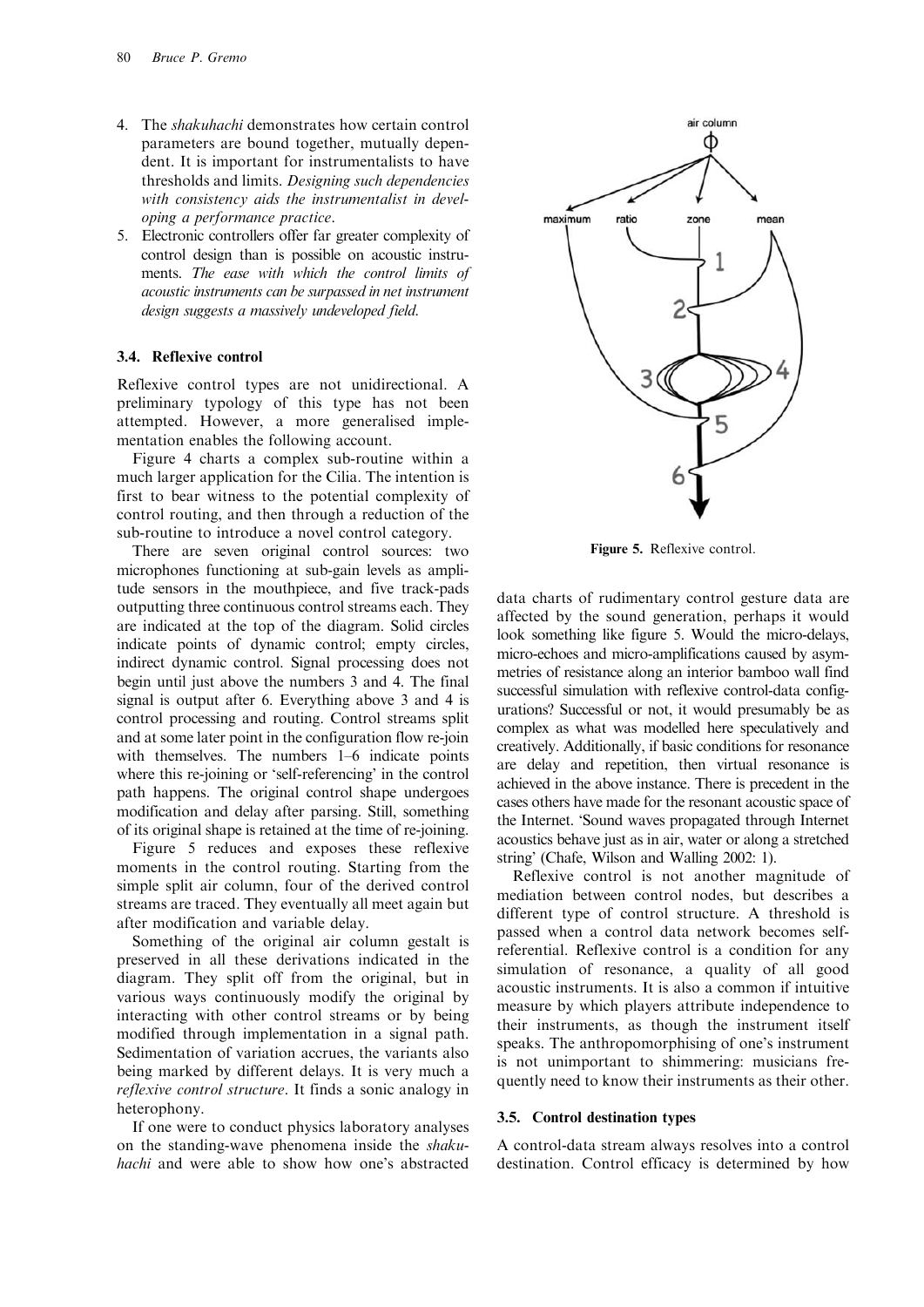4. The *shakuhachi* demonstrates how certain control parameters are bound together, mutually dependent. It is important for instrumentalists to have thresholds and limits. *Designing such dependencies with consistency aids the instrumentalist in developing a performance practice*.
5. Electronic controllers offer far greater complexity of control design than is possible on acoustic instruments. *The ease with which the control limits of acoustic instruments can be surpassed in net instrument design suggests a massively undeveloped field*.

### 3.4. Reflexive control

Reflexive control types are not unidirectional. A preliminary typology of this type has not been attempted. However, a more generalised implementation enables the following account.

Figure 4 charts a complex sub-routine within a much larger application for the Cilia. The intention is first to bear witness to the potential complexity of control routing, and then through a reduction of the sub-routine to introduce a novel control category.

There are seven original control sources: two microphones functioning at sub-gain levels as amplitude sensors in the mouthpiece, and five track-pads outputting three continuous control streams each. They are indicated at the top of the diagram. Solid circles indicate points of dynamic control; empty circles, indirect dynamic control. Signal processing does not begin until just above the numbers 3 and 4. The final signal is output after 6. Everything above 3 and 4 is control processing and routing. Control streams split and at some later point in the configuration flow re-join with themselves. The numbers 1–6 indicate points where this re-joining or 'self-referencing' in the control path happens. The original control shape undergoes modification and delay after parsing. Still, something of its original shape is retained at the time of re-joining.

Figure 5 reduces and exposes these reflexive moments in the control routing. Starting from the simple split air column, four of the derived control streams are traced. They eventually all meet again but after modification and variable delay.

Something of the original air column gestalt is preserved in all these derivations indicated in the diagram. They split off from the original, but in various ways continuously modify the original by interacting with other control streams or by being modified through implementation in a signal path. Sedimentation of variation accrues, the variants also being marked by different delays. It is very much a *reflexive control structure*. It finds a sonic analogy in heterophony.

If one were to conduct physics laboratory analyses on the standing-wave phenomena inside the *shakuhachi* and were able to show how one's abstracted

air column
maximum
ratio
zone
mean
1
2
3
4
5
6

**Figure 5.** Reflexive control.

data charts of rudimentary control gesture data are affected by the sound generation, perhaps it would look something like figure 5. Would the micro-delays, micro-echoes and micro-amplifications caused by asymmetries of resistance along an interior bamboo wall find successful simulation with reflexive control-data configurations? Successful or not, it would presumably be as complex as what was modelled here speculatively and creatively. Additionally, if basic conditions for resonance are delay and repetition, then virtual resonance is achieved in the above instance. There is precedent in the cases others have made for the resonant acoustic space of the Internet. 'Sound waves propagated through Internet acoustics behave just as in air, water or along a stretched string' (Chafe, Wilson and Walling 2002: 1).

Reflexive control is not another magnitude of mediation between control nodes, but describes a different type of control structure. A threshold is passed when a control data network becomes self-referential. Reflexive control is a condition for any simulation of resonance, a quality of all good acoustic instruments. It is also a common if intuitive measure by which players attribute independence to their instruments, as though the instrument itself speaks. The anthropomorphising of one's instrument is not unimportant to shimmering: musicians frequently need to know their instruments as their other.

### 3.5. Control destination types

A control-data stream always resolves into a control destination. Control efficacy is determined by how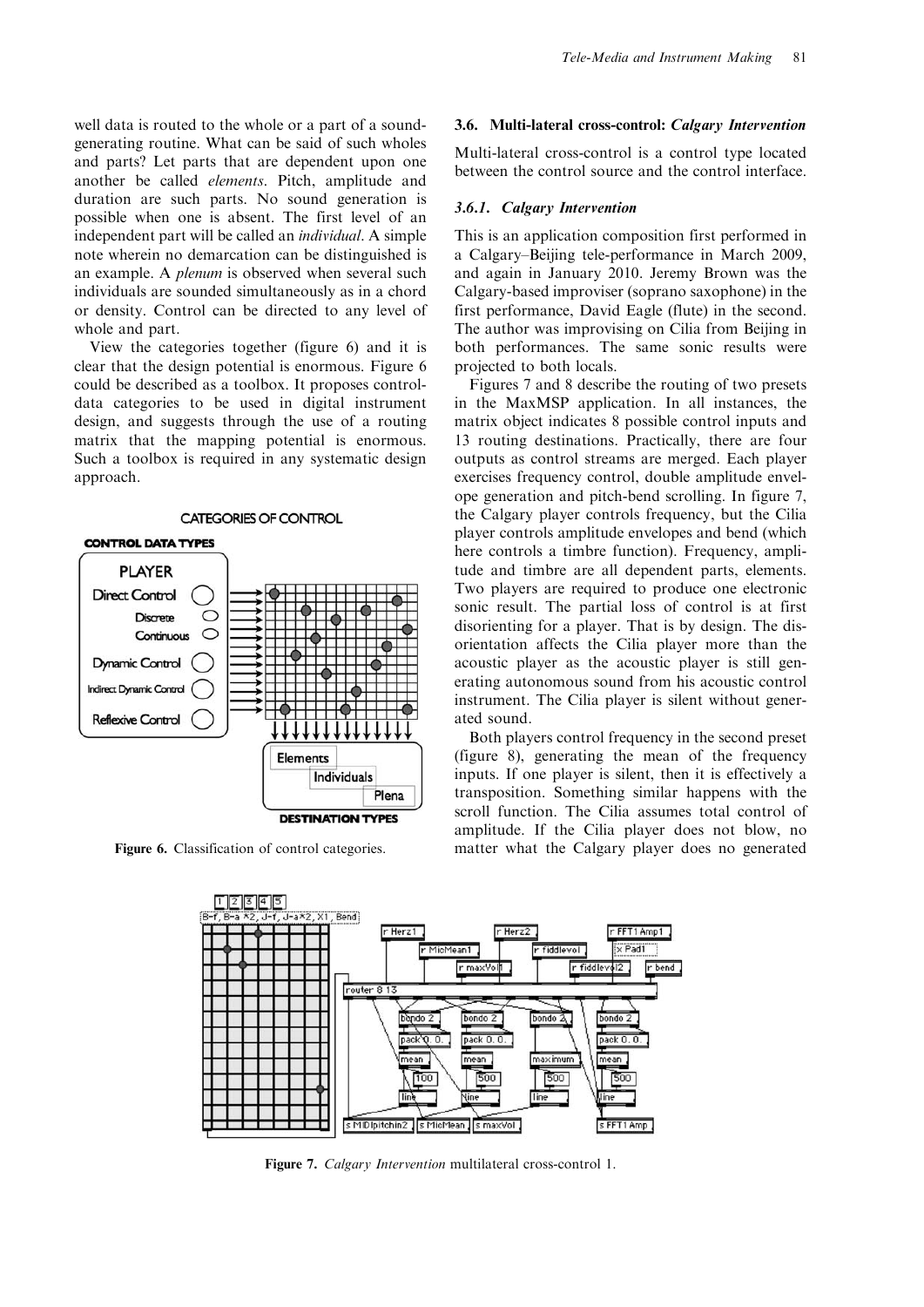well data is routed to the whole or a part of a sound-generating routine. What can be said of such wholes and parts? Let parts that are dependent upon one another be called *elements*. Pitch, amplitude and duration are such parts. No sound generation is possible when one is absent. The first level of an independent part will be called an *individual*. A simple note wherein no demarcation can be distinguished is an example. A *plenum* is observed when several such individuals are sounded simultaneously as in a chord or density. Control can be directed to any level of whole and part.

View the categories together (figure 6) and it is clear that the design potential is enormous. Figure 6 could be described as a toolbox. It proposes control-data categories to be used in digital instrument design, and suggests through the use of a routing matrix that the mapping potential is enormous. Such a toolbox is required in any systematic design approach.

Figure 6. Classification of control categories.

### 3.6. Multi-lateral cross-control: *Calgary Intervention*

Multi-lateral cross-control is a control type located between the control source and the control interface.

#### 3.6.1. *Calgary Intervention*

This is an application composition first performed in a Calgary–Beijing tele-performance in March 2009, and again in January 2010. Jeremy Brown was the Calgary-based improviser (soprano saxophone) in the first performance, David Eagle (flute) in the second. The author was improvising on Cilia from Beijing in both performances. The same sonic results were projected to both locals.

Figures 7 and 8 describe the routing of two presets in the MaxMSP application. In all instances, the matrix object indicates 8 possible control inputs and 13 routing destinations. Practically, there are four outputs as control streams are merged. Each player exercises frequency control, double amplitude envelope generation and pitch-bend scrolling. In figure 7, the Calgary player controls frequency, but the Cilia player controls amplitude envelopes and bend (which here controls a timbre function). Frequency, amplitude and timbre are all dependent parts, elements. Two players are required to produce one electronic sonic result. The partial loss of control is at first disorienting for a player. That is by design. The disorientation affects the Cilia player more than the acoustic player as the acoustic player is still generating autonomous sound from his acoustic control instrument. The Cilia player is silent without generated sound.

Both players control frequency in the second preset (figure 8), generating the mean of the frequency inputs. If one player is silent, then it is effectively a transposition. Something similar happens with the scroll function. The Cilia assumes total control of amplitude. If the Cilia player does not blow, no matter what the Calgary player does no generated

Figure 7. *Calgary Intervention* multilateral cross-control 1.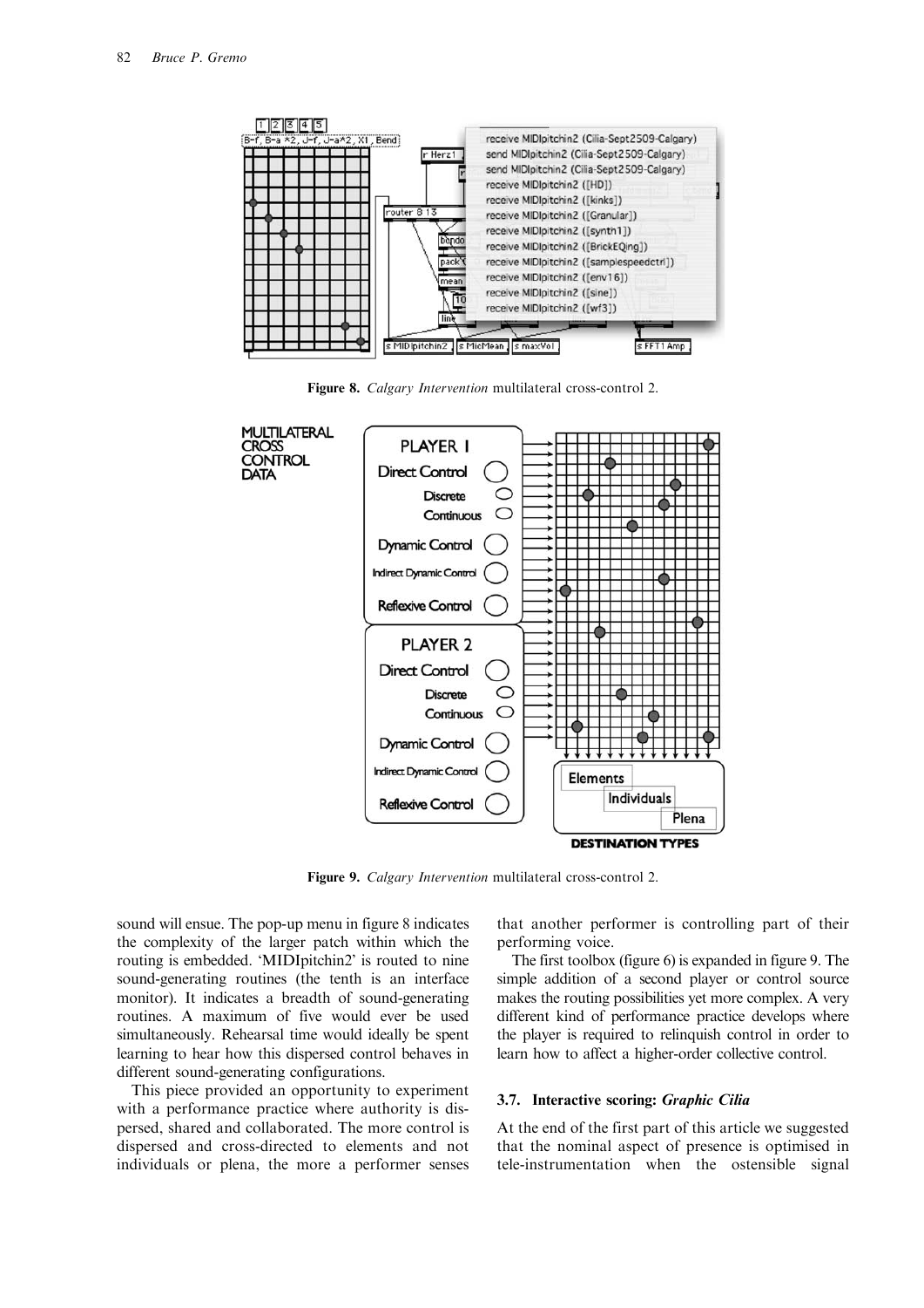Figure 8. *Calgary Intervention* multilateral cross-control 2.

Figure 9. *Calgary Intervention* multilateral cross-control 2.

sound will ensue. The pop-up menu in figure 8 indicates the complexity of the larger patch within which the routing is embedded. 'MIDIpitchin2' is routed to nine sound-generating routines (the tenth is an interface monitor). It indicates a breadth of sound-generating routines. A maximum of five would ever be used simultaneously. Rehearsal time would ideally be spent learning to hear how this dispersed control behaves in different sound-generating configurations.

This piece provided an opportunity to experiment with a performance practice where authority is dispersed, shared and collaborated. The more control is dispersed and cross-directed to elements and not individuals or plena, the more a performer senses that another performer is controlling part of their performing voice.

The first toolbox (figure 6) is expanded in figure 9. The simple addition of a second player or control source makes the routing possibilities yet more complex. A very different kind of performance practice develops where the player is required to relinquish control in order to learn how to affect a higher-order collective control.

### 3.7. Interactive scoring: *Graphic Cilia*

At the end of the first part of this article we suggested that the nominal aspect of presence is optimised in tele-instrumentation when the ostensible signal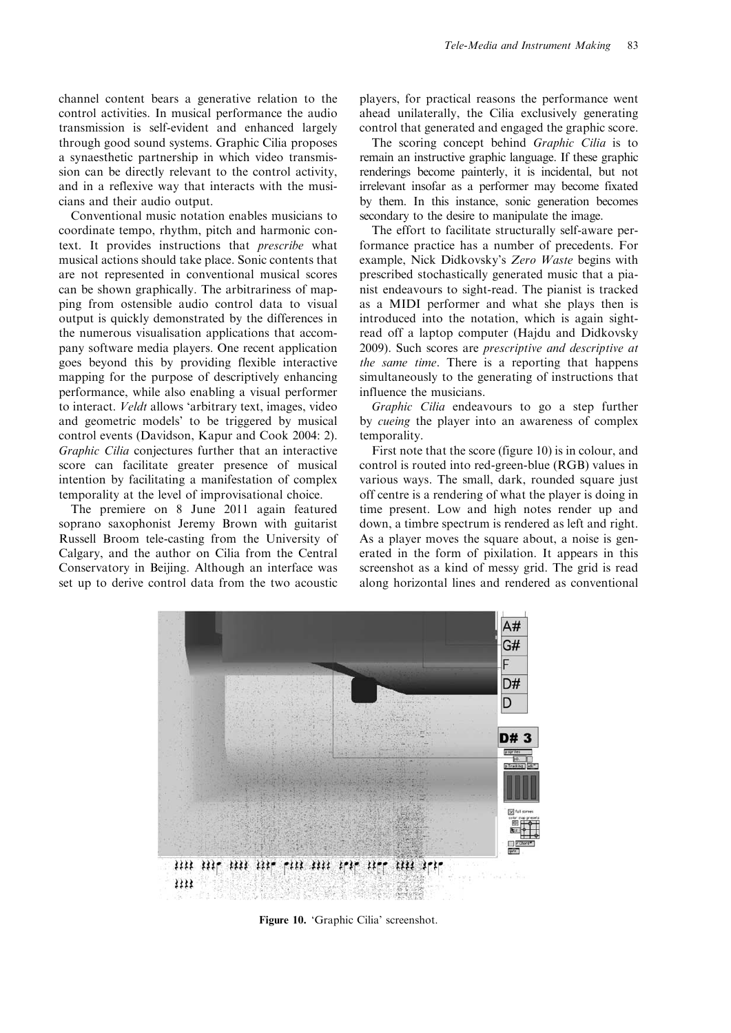channel content bears a generative relation to the control activities. In musical performance the audio transmission is self-evident and enhanced largely through good sound systems. Graphic Cilia proposes a synaesthetic partnership in which video transmission can be directly relevant to the control activity, and in a reflexive way that interacts with the musicians and their audio output.

Conventional music notation enables musicians to coordinate tempo, rhythm, pitch and harmonic context. It provides instructions that *prescribe* what musical actions should take place. Sonic contents that are not represented in conventional musical scores can be shown graphically. The arbitrariness of mapping from ostensible audio control data to visual output is quickly demonstrated by the differences in the numerous visualisation applications that accompany software media players. One recent application goes beyond this by providing flexible interactive mapping for the purpose of descriptively enhancing performance, while also enabling a visual performer to interact. *Veldt* allows 'arbitrary text, images, video and geometric models' to be triggered by musical control events (Davidson, Kapur and Cook 2004: 2). *Graphic Cilia* conjectures further that an interactive score can facilitate greater presence of musical intention by facilitating a manifestation of complex temporality at the level of improvisational choice.

The premiere on 8 June 2011 again featured soprano saxophonist Jeremy Brown with guitarist Russell Broom tele-casting from the University of Calgary, and the author on Cilia from the Central Conservatory in Beijing. Although an interface was set up to derive control data from the two acoustic players, for practical reasons the performance went ahead unilaterally, the Cilia exclusively generating control that generated and engaged the graphic score.

The scoring concept behind *Graphic Cilia* is to remain an instructive graphic language. If these graphic renderings become painterly, it is incidental, but not irrelevant insofar as a performer may become fixated by them. In this instance, sonic generation becomes secondary to the desire to manipulate the image.

The effort to facilitate structurally self-aware performance practice has a number of precedents. For example, Nick Didkovsky's *Zero Waste* begins with prescribed stochastically generated music that a pianist endeavours to sight-read. The pianist is tracked as a MIDI performer and what she plays then is introduced into the notation, which is again sight-read off a laptop computer (Hajdu and Didkovsky 2009). Such scores are *prescriptive and descriptive at the same time*. There is a reporting that happens simultaneously to the generating of instructions that influence the musicians.

*Graphic Cilia* endeavours to go a step further by *cueing* the player into an awareness of complex temporality.

First note that the score (figure 10) is in colour, and control is routed into red-green-blue (RGB) values in various ways. The small, dark, rounded square just off centre is a rendering of what the player is doing in time present. Low and high notes render up and down, a timbre spectrum is rendered as left and right. As a player moves the square about, a noise is generated in the form of pixilation. It appears in this screenshot as a kind of messy grid. The grid is read along horizontal lines and rendered as conventional

Figure 10. 'Graphic Cilia' screenshot.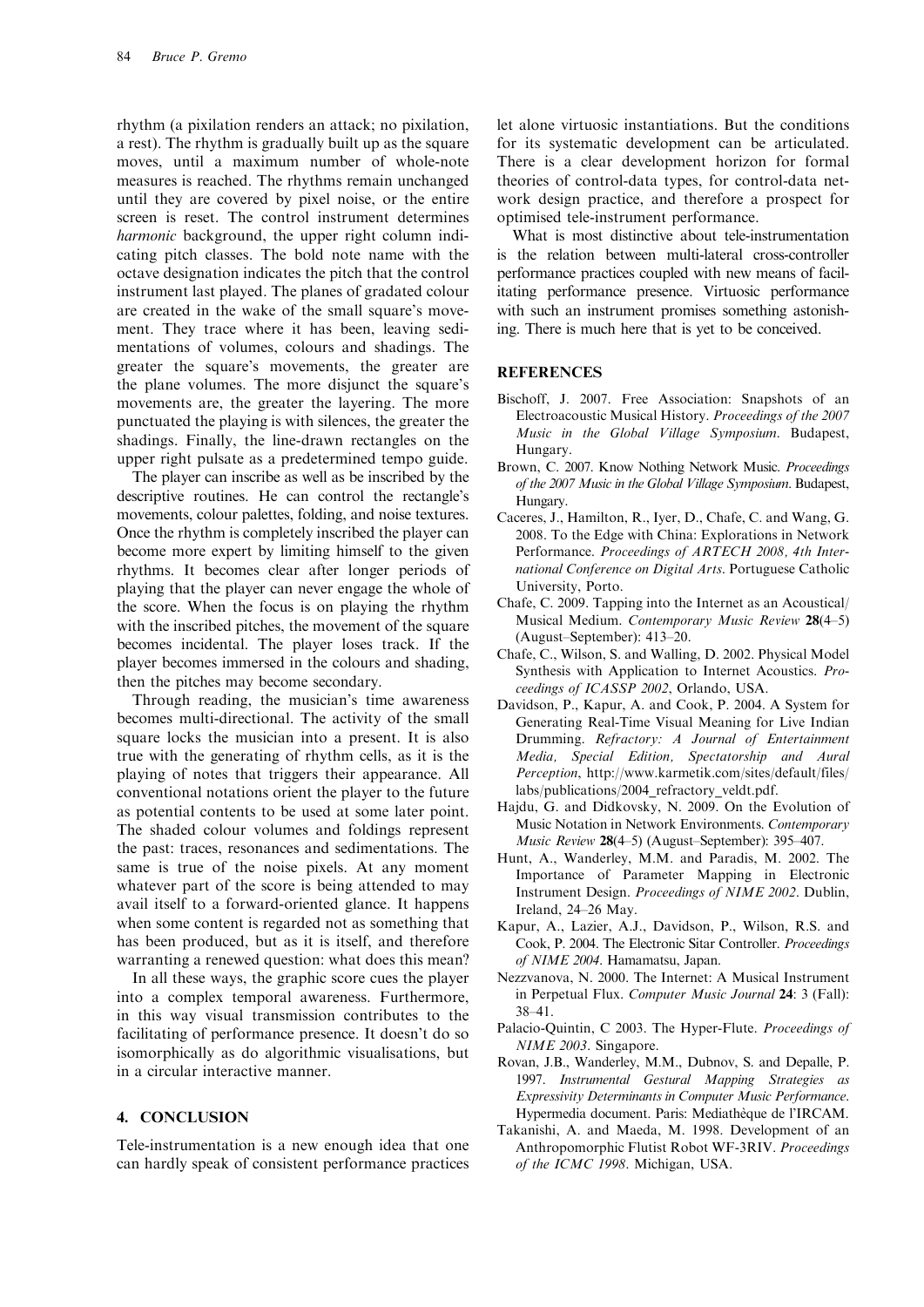rhythm (a pixilation renders an attack; no pixilation, a rest). The rhythm is gradually built up as the square moves, until a maximum number of whole-note measures is reached. The rhythms remain unchanged until they are covered by pixel noise, or the entire screen is reset. The control instrument determines *harmonic* background, the upper right column indicating pitch classes. The bold note name with the octave designation indicates the pitch that the control instrument last played. The planes of gradated colour are created in the wake of the small square's movement. They trace where it has been, leaving sedimentations of volumes, colours and shadings. The greater the square's movements, the greater are the plane volumes. The more disjunct the square's movements are, the greater the layering. The more punctuated the playing is with silences, the greater the shadings. Finally, the line-drawn rectangles on the upper right pulsate as a predetermined tempo guide.

The player can inscribe as well as be inscribed by the descriptive routines. He can control the rectangle's movements, colour palettes, folding, and noise textures. Once the rhythm is completely inscribed the player can become more expert by limiting himself to the given rhythms. It becomes clear after longer periods of playing that the player can never engage the whole of the score. When the focus is on playing the rhythm with the inscribed pitches, the movement of the square becomes incidental. The player loses track. If the player becomes immersed in the colours and shading, then the pitches may become secondary.

Through reading, the musician's time awareness becomes multi-directional. The activity of the small square locks the musician into a present. It is also true with the generating of rhythm cells, as it is the playing of notes that triggers their appearance. All conventional notations orient the player to the future as potential contents to be used at some later point. The shaded colour volumes and foldings represent the past: traces, resonances and sedimentations. The same is true of the noise pixels. At any moment whatever part of the score is being attended to may avail itself to a forward-oriented glance. It happens when some content is regarded not as something that has been produced, but as it is itself, and therefore warranting a renewed question: what does this mean?

In all these ways, the graphic score cues the player into a complex temporal awareness. Furthermore, in this way visual transmission contributes to the facilitating of performance presence. It doesn't do so isomorphically as do algorithmic visualisations, but in a circular interactive manner.

## 4. CONCLUSION

Tele-instrumentation is a new enough idea that one can hardly speak of consistent performance practices let alone virtuosic instantiations. But the conditions for its systematic development can be articulated. There is a clear development horizon for formal theories of control-data types, for control-data network design practice, and therefore a prospect for optimised tele-instrument performance.

What is most distinctive about tele-instrumentation is the relation between multi-lateral cross-controller performance practices coupled with new means of facilitating performance presence. Virtuosic performance with such an instrument promises something astonishing. There is much here that is yet to be conceived.

## REFERENCES

Bischoff, J. 2007. Free Association: Snapshots of an Electroacoustic Musical History. *Proceedings of the 2007 Music in the Global Village Symposium*. Budapest, Hungary.

Brown, C. 2007. Know Nothing Network Music. *Proceedings of the 2007 Music in the Global Village Symposium*. Budapest, Hungary.

Caceres, J.-P., Hamilton, R., Iyer, D., Chafe, C. and Wang, G. 2008. To the Edge with China: Explorations in Network Performance. *Proceedings of ARTECH 2008, 4th International Conference on Digital Arts*. Portuguese Catholic University, Porto.

Chafe, C. 2009. Tapping into the Internet as an Acoustical/Musical Medium. *Contemporary Music Review* **28**(4–5) (August–September): 413–20.

Chafe, C., Wilson, S. and Walling, D. 2002. Physical Model Synthesis with Application to Internet Acoustics. *Proceedings of ICASSP 2002*, Orlando, USA.

Davidson, P., Kapur, A. and Cook, P. 2004. A System for Generating Real-Time Visual Meaning for Live Indian Drumming. *Refractory: A Journal of Entertainment Media, Special Edition, Spectatorship and Aural Perception*, http://www.karmetik.com/sites/default/files/labs/publications/2004_refractory_veldt.pdf.

Hajdu, G. and Didkovsky, N. 2009. On the Evolution of Music Notation in Network Environments. *Contemporary Music Review* **28**(4–5) (August–September): 395–407.

Hunt, A., Wanderley, M.M. and Paradis, M. 2002. The Importance of Parameter Mapping in Electronic Instrument Design. *Proceedings of NIME 2002*. Dublin, Ireland, 24–26 May.

Kapur, A., Lazier, A.J., Davidson, P., Wilson, R.S. and Cook, P. 2004. The Electronic Sitar Controller. *Proceedings of NIME 2004*. Hamamatsu, Japan.

Nezzvanova, N. 2000. The Internet: A Musical Instrument in Perpetual Flux. *Computer Music Journal* **24**: 3 (Fall): 38–41.

Palacio-Quintin, C 2003. The Hyper-Flute. *Proceedings of NIME 2003*. Singapore.

Rovan, J.B., Wanderley, M.M., Dubnov, S. and Depalle, P. 1997. *Instrumental Gestural Mapping Strategies as Expressivity Determinants in Computer Music Performance*. Hypermedia document. Paris: Mediathèque de l'IRCAM.

Takanishi, A. and Maeda, M. 1998. Development of an Anthropomorphic Flutist Robot WF-3RIV. *Proceedings of the ICMC 1998*. Michigan, USA.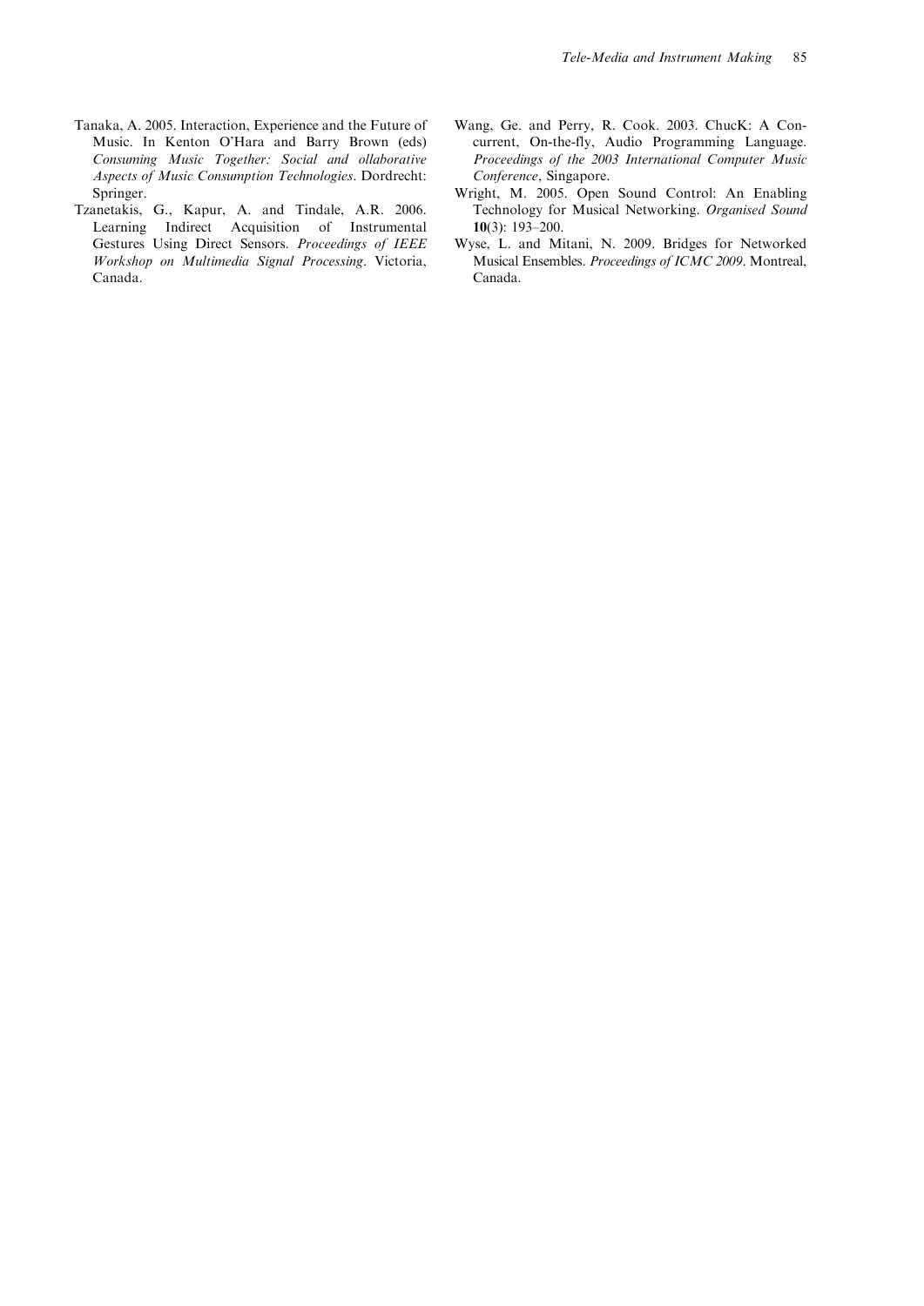Tanaka, A. 2005. Interaction, Experience and the Future of Music. In Kenton O'Hara and Barry Brown (eds) *Consuming Music Together: Social and ollaborative Aspects of Music Consumption Technologies*. Dordrecht: Springer.

Tzanetakis, G., Kapur, A. and Tindale, A.R. 2006. Learning Indirect Acquisition of Instrumental Gestures Using Direct Sensors. *Proceedings of IEEE Workshop on Multimedia Signal Processing*. Victoria, Canada.

Wang, Ge. and Perry, R. Cook. 2003. ChucK: A Concurrent, On-the-fly, Audio Programming Language. *Proceedings of the 2003 International Computer Music Conference*, Singapore.

Wright, M. 2005. Open Sound Control: An Enabling Technology for Musical Networking. *Organised Sound* **10**(3): 193–200.

Wyse, L. and Mitani, N. 2009. Bridges for Networked Musical Ensembles. *Proceedings of ICMC 2009*. Montreal, Canada.